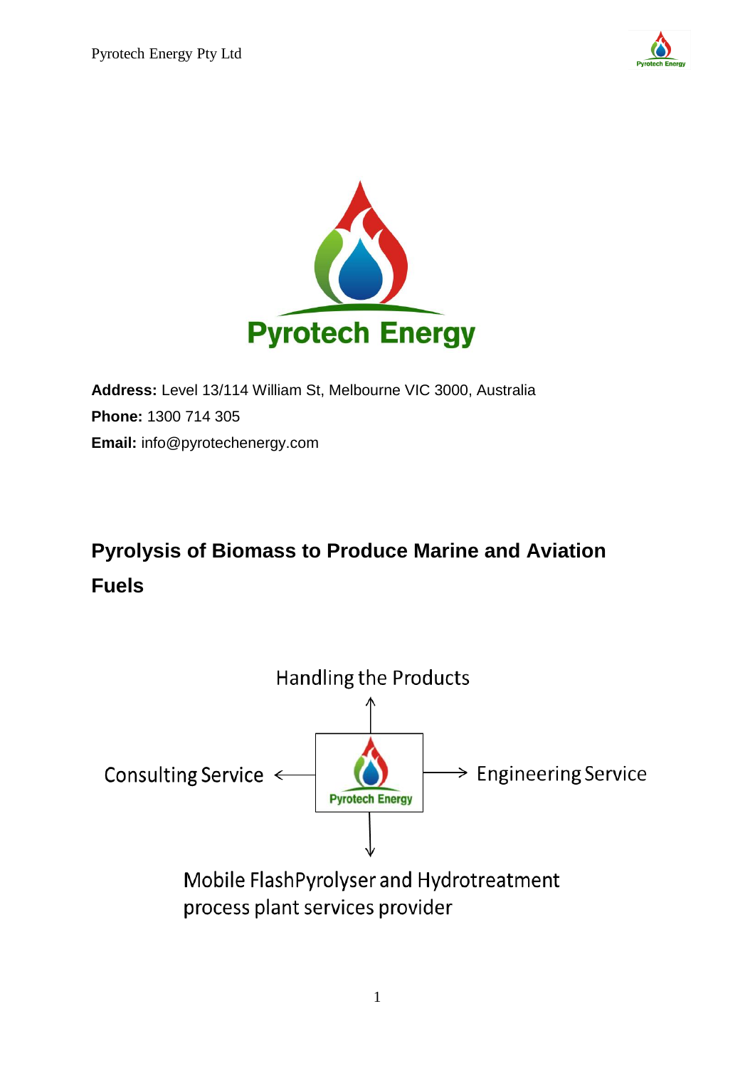Pyrotech Energy

**Address:** Level 13/114 William St, Melbourne VIC 3000, Australia

**Phone:** 1300 714 305

**Email:** info@pyrotechenergy.com

# Pyrolysis of Biomass to Produce Marine and Aviation Fuels

Handling the Products

Consulting Service

Engineering Service

Mobile FlashPyrolyser and Hydrotreatment process plant services provider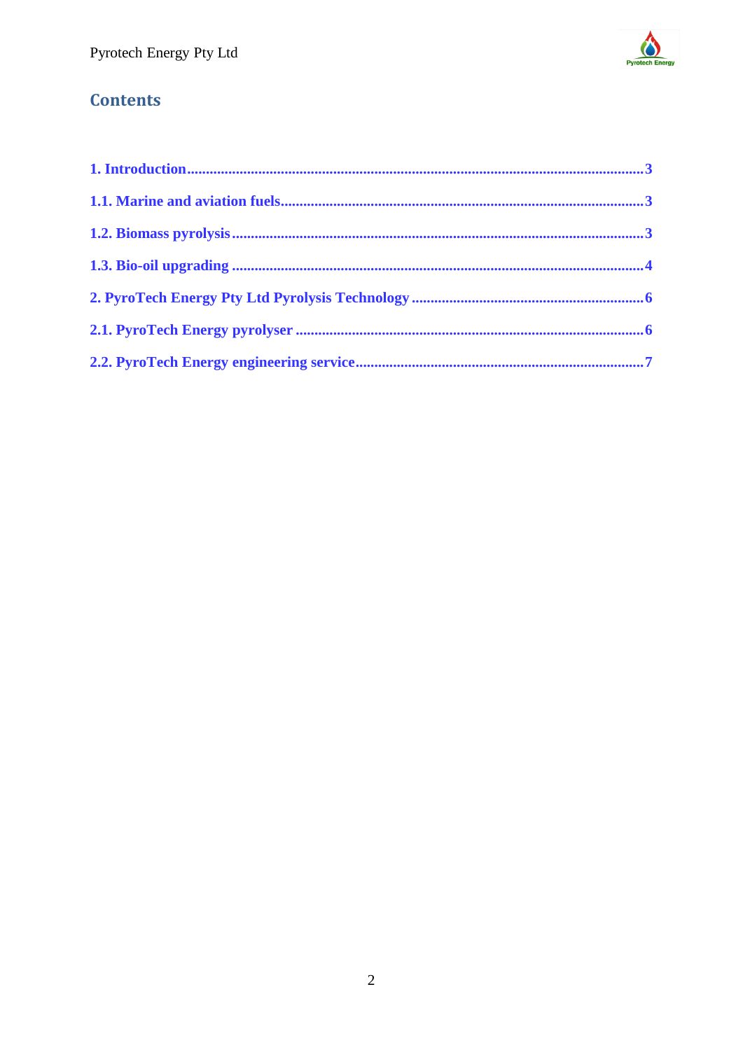## Contents

1. Introduction........................................................................................................................3

1.1. Marine and aviation fuels...............................................................................................3

1.2. Biomass pyrolysis............................................................................................................3

1.3. Bio-oil upgrading ............................................................................................................4

2. PyroTech Energy Pty Ltd Pyrolysis Technology ..............................................................6

2.1. PyroTech Energy pyrolyser ............................................................................................6

2.2. PyroTech Energy engineering service............................................................................7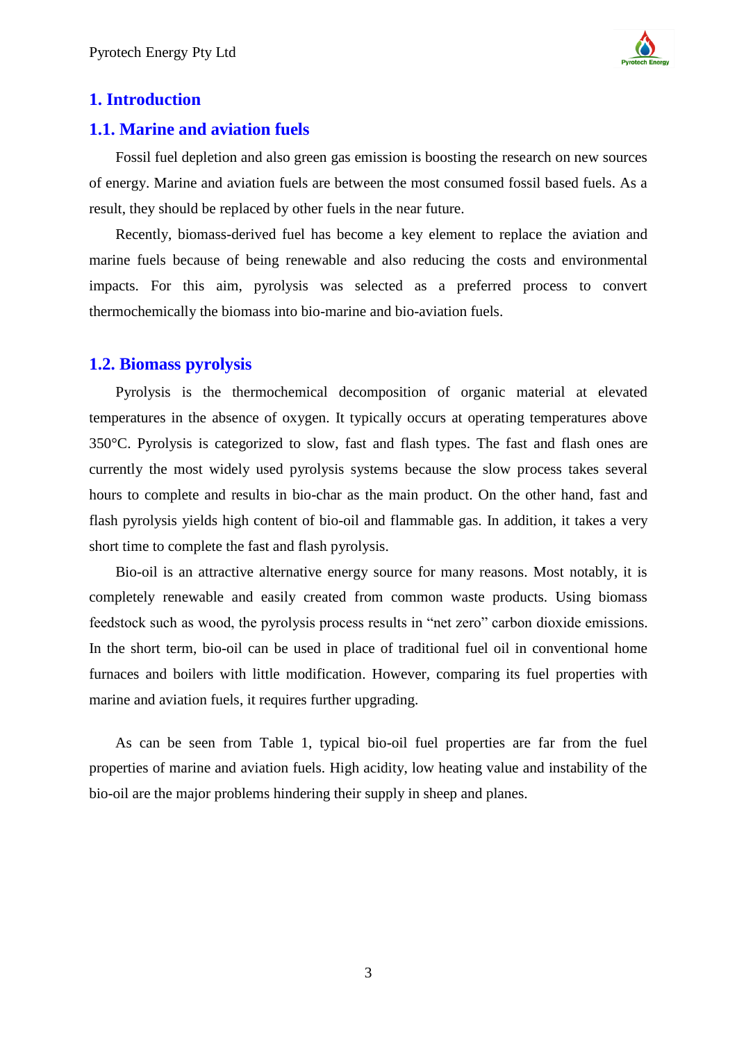# 1. Introduction

## 1.1. Marine and aviation fuels

Fossil fuel depletion and also green gas emission is boosting the research on new sources of energy. Marine and aviation fuels are between the most consumed fossil based fuels. As a result, they should be replaced by other fuels in the near future.

Recently, biomass-derived fuel has become a key element to replace the aviation and marine fuels because of being renewable and also reducing the costs and environmental impacts. For this aim, pyrolysis was selected as a preferred process to convert thermochemically the biomass into bio-marine and bio-aviation fuels.

## 1.2. Biomass pyrolysis

Pyrolysis is the thermochemical decomposition of organic material at elevated temperatures in the absence of oxygen. It typically occurs at operating temperatures above 350°C. Pyrolysis is categorized to slow, fast and flash types. The fast and flash ones are currently the most widely used pyrolysis systems because the slow process takes several hours to complete and results in bio-char as the main product. On the other hand, fast and flash pyrolysis yields high content of bio-oil and flammable gas. In addition, it takes a very short time to complete the fast and flash pyrolysis.

Bio-oil is an attractive alternative energy source for many reasons. Most notably, it is completely renewable and easily created from common waste products. Using biomass feedstock such as wood, the pyrolysis process results in “net zero” carbon dioxide emissions. In the short term, bio-oil can be used in place of traditional fuel oil in conventional home furnaces and boilers with little modification. However, comparing its fuel properties with marine and aviation fuels, it requires further upgrading.

As can be seen from Table 1, typical bio-oil fuel properties are far from the fuel properties of marine and aviation fuels. High acidity, low heating value and instability of the bio-oil are the major problems hindering their supply in sheep and planes.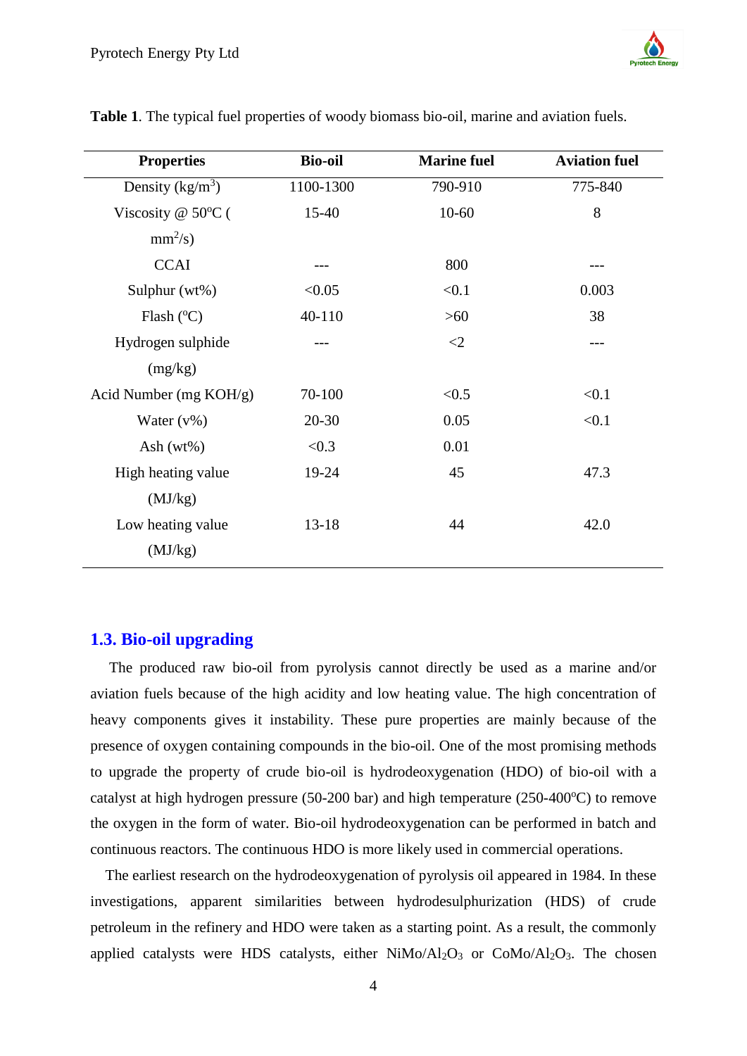**Table 1**. The typical fuel properties of woody biomass bio-oil, marine and aviation fuels.

| Properties | Bio-oil | Marine fuel | Aviation fuel |
|---|---|---|---|
| Density ($kg/m^3$) | 1100-1300 | 790-910 | 775-840 |
| Viscosity @ 50°C ( $mm^2/s$) | 15-40 | 10-60 | 8 |
| CCAI | --- | 800 | --- |
| Sulphur (wt%) | <0.05 | <0.1 | 0.003 |
| Flash (°C) | 40-110 | >60 | 38 |
| Hydrogen sulphide (mg/kg) | --- | <2 | --- |
| Acid Number (mg KOH/g) | 70-100 | <0.5 | <0.1 |
| Water (v%) | 20-30 | 0.05 | <0.1 |
| Ash (wt%) | <0.3 | 0.01 | |
| High heating value (MJ/kg) | 19-24 | 45 | 47.3 |
| Low heating value (MJ/kg) | 13-18 | 44 | 42.0 |

## 1.3. Bio-oil upgrading

The produced raw bio-oil from pyrolysis cannot directly be used as a marine and/or aviation fuels because of the high acidity and low heating value. The high concentration of heavy components gives it instability. These pure properties are mainly because of the presence of oxygen containing compounds in the bio-oil. One of the most promising methods to upgrade the property of crude bio-oil is hydrodeoxygenation (HDO) of bio-oil with a catalyst at high hydrogen pressure (50-200 bar) and high temperature (250-400°C) to remove the oxygen in the form of water. Bio-oil hydrodeoxygenation can be performed in batch and continuous reactors. The continuous HDO is more likely used in commercial operations.

The earliest research on the hydrodeoxygenation of pyrolysis oil appeared in 1984. In these investigations, apparent similarities between hydrodesulphurization (HDS) of crude petroleum in the refinery and HDO were taken as a starting point. As a result, the commonly applied catalysts were HDS catalysts, either $NiMo/Al_2O_3$ or $CoMo/Al_2O_3$. The chosen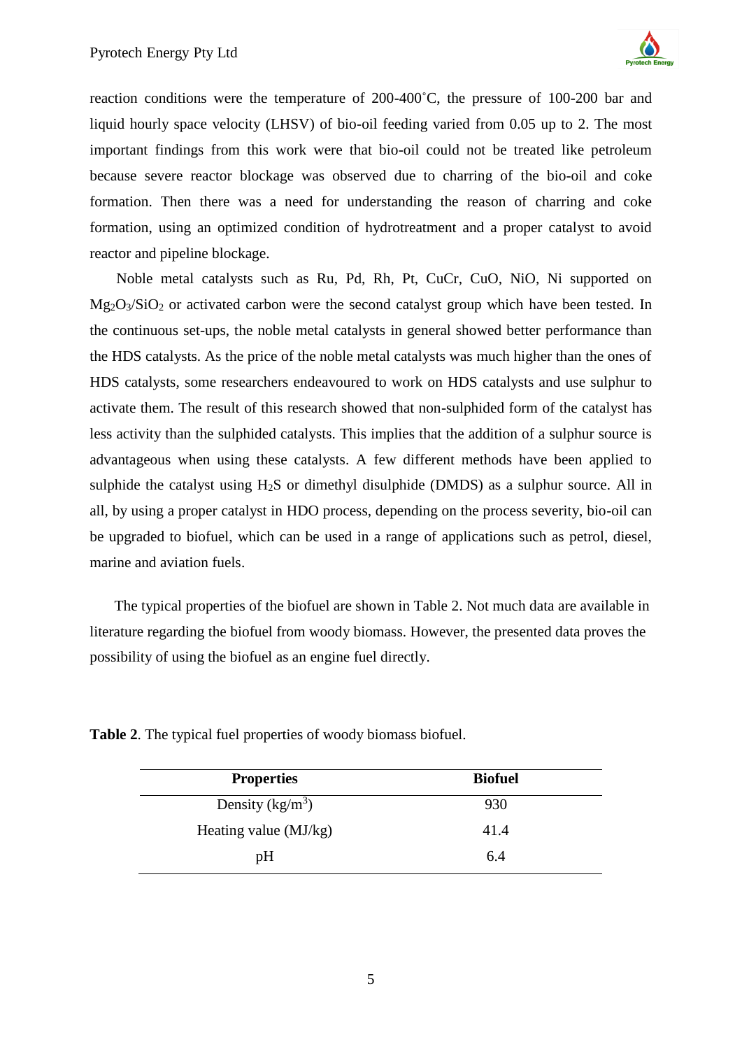reaction conditions were the temperature of 200-400˚C, the pressure of 100-200 bar and liquid hourly space velocity (LHSV) of bio-oil feeding varied from 0.05 up to 2. The most important findings from this work were that bio-oil could not be treated like petroleum because severe reactor blockage was observed due to charring of the bio-oil and coke formation. Then there was a need for understanding the reason of charring and coke formation, using an optimized condition of hydrotreatment and a proper catalyst to avoid reactor and pipeline blockage.

Noble metal catalysts such as Ru, Pd, Rh, Pt, CuCr, CuO, NiO, Ni supported on $Mg_2O_3/SiO_2$ or activated carbon were the second catalyst group which have been tested. In the continuous set-ups, the noble metal catalysts in general showed better performance than the HDS catalysts. As the price of the noble metal catalysts was much higher than the ones of HDS catalysts, some researchers endeavoured to work on HDS catalysts and use sulphur to activate them. The result of this research showed that non-sulphided form of the catalyst has less activity than the sulphided catalysts. This implies that the addition of a sulphur source is advantageous when using these catalysts. A few different methods have been applied to sulphide the catalyst using $H_2S$ or dimethyl disulphide (DMDS) as a sulphur source. All in all, by using a proper catalyst in HDO process, depending on the process severity, bio-oil can be upgraded to biofuel, which can be used in a range of applications such as petrol, diesel, marine and aviation fuels.

The typical properties of the biofuel are shown in Table 2. Not much data are available in literature regarding the biofuel from woody biomass. However, the presented data proves the possibility of using the biofuel as an engine fuel directly.

**Table 2**. The typical fuel properties of woody biomass biofuel.

| **Properties** | **Biofuel** |
|---|---|
| Density ($kg/m^3$) | 930 |
| Heating value (MJ/kg) | 41.4 |
| pH | 6.4 |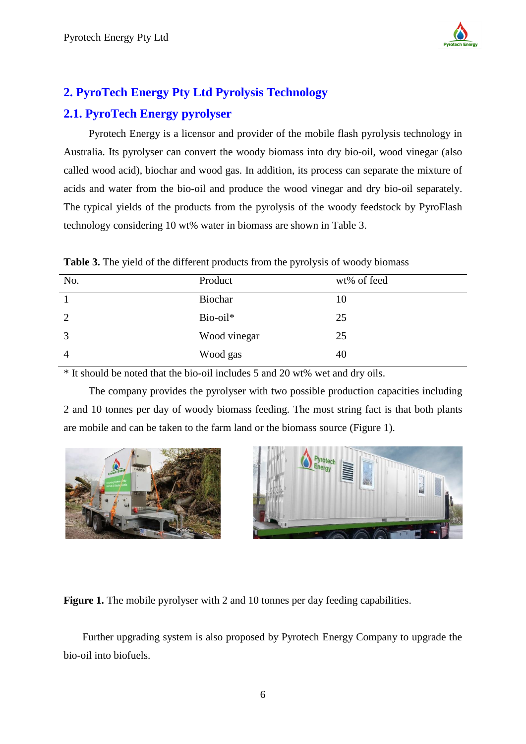## 2. PyroTech Energy Pty Ltd Pyrolysis Technology

### 2.1. PyroTech Energy pyrolyser

Pyrotech Energy is a licensor and provider of the mobile flash pyrolysis technology in Australia. Its pyrolyser can convert the woody biomass into dry bio-oil, wood vinegar (also called wood acid), biochar and wood gas. In addition, its process can separate the mixture of acids and water from the bio-oil and produce the wood vinegar and dry bio-oil separately. The typical yields of the products from the pyrolysis of the woody feedstock by PyroFlash technology considering 10 wt% water in biomass are shown in Table 3.

**Table 3.** The yield of the different products from the pyrolysis of woody biomass

| No. | Product | wt% of feed |
|---|---|---|
| 1 | Biochar | 10 |
| 2 | Bio-oil* | 25 |
| 3 | Wood vinegar | 25 |
| 4 | Wood gas | 40 |

\* It should be noted that the bio-oil includes 5 and 20 wt% wet and dry oils.

The company provides the pyrolyser with two possible production capacities including 2 and 10 tonnes per day of woody biomass feeding. The most string fact is that both plants are mobile and can be taken to the farm land or the biomass source (Figure 1).

**Figure 1.** The mobile pyrolyser with 2 and 10 tonnes per day feeding capabilities.

Further upgrading system is also proposed by Pyrotech Energy Company to upgrade the bio-oil into biofuels.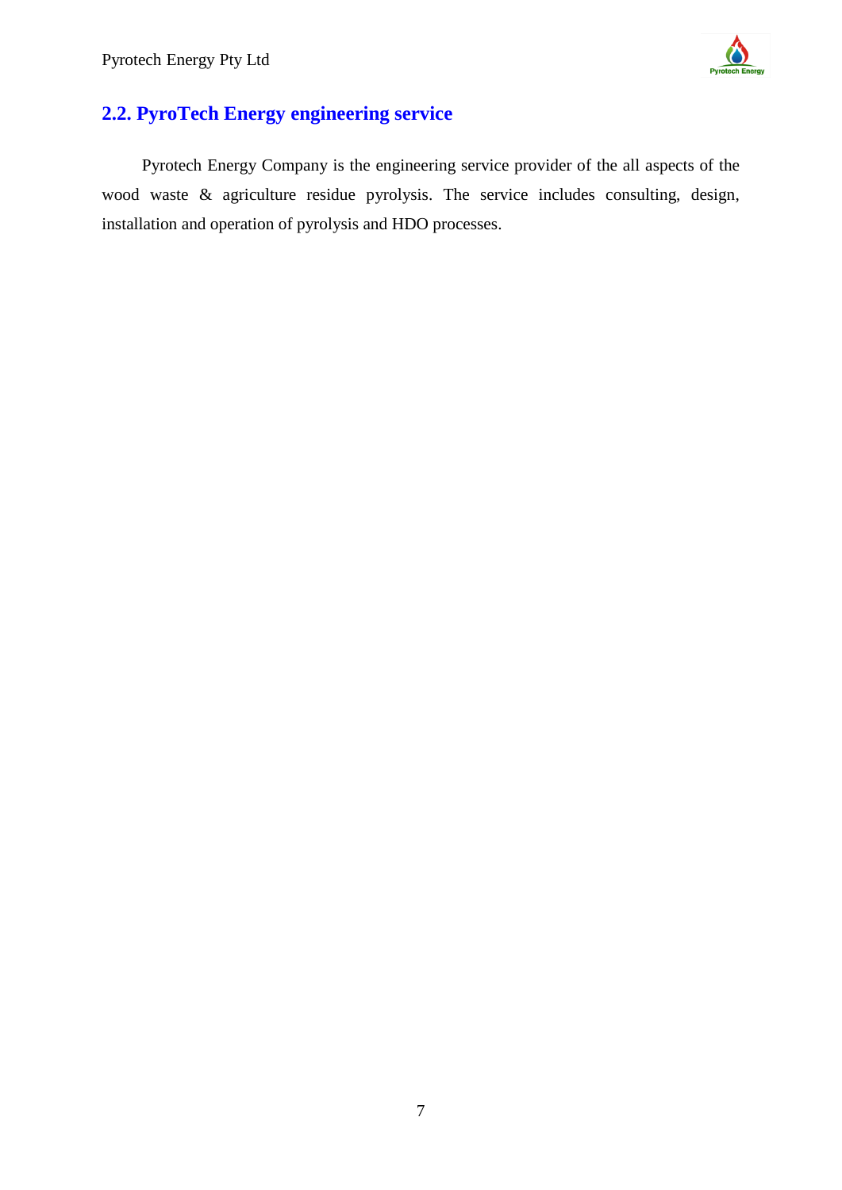## 2.2. PyroTech Energy engineering service

Pyrotech Energy Company is the engineering service provider of the all aspects of the wood waste & agriculture residue pyrolysis. The service includes consulting, design, installation and operation of pyrolysis and HDO processes.